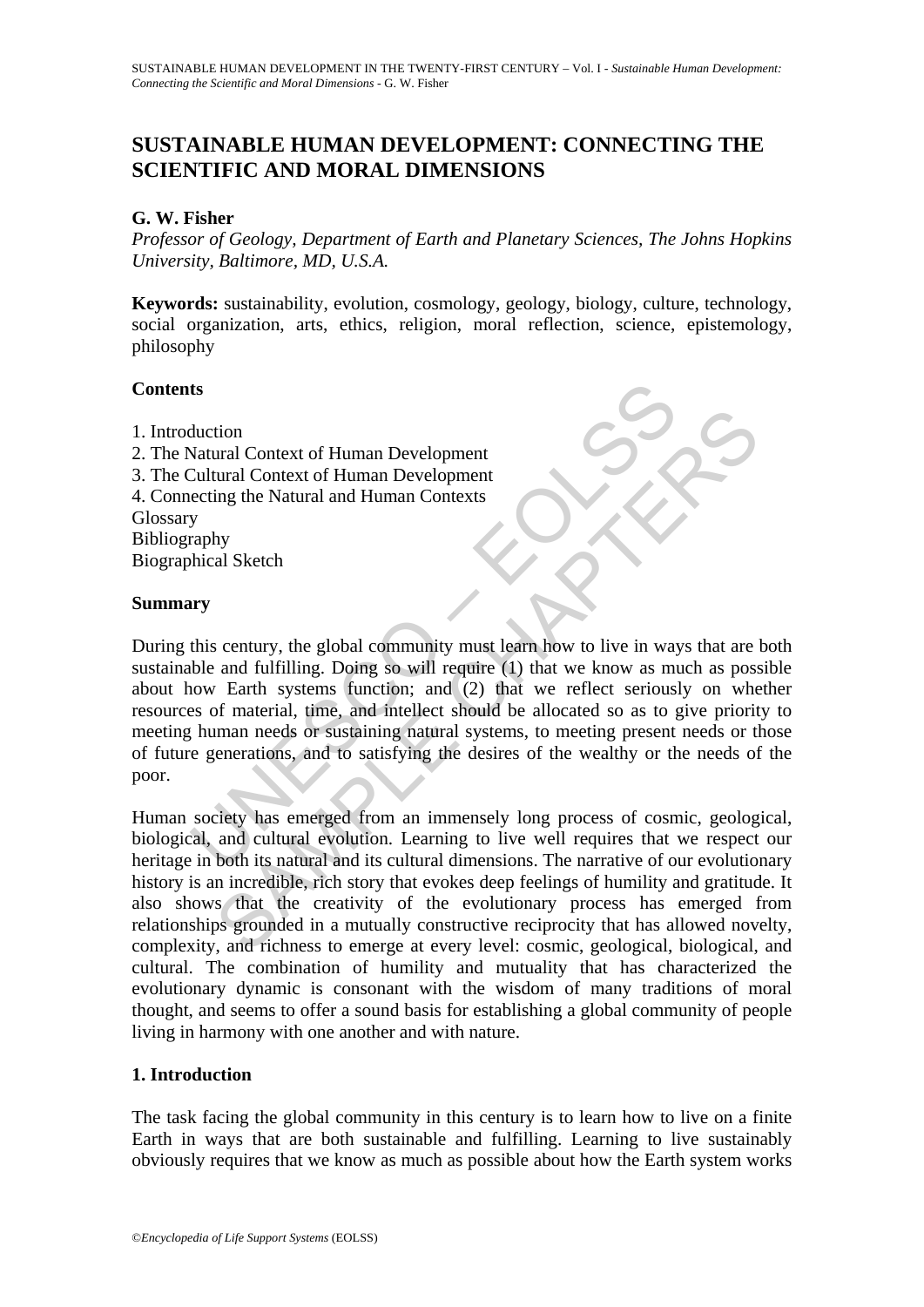# SUSTAINABLE HUMAN DEVELOPMENT: CONNECTING THE SCIENTIFIC AND MORAL DIMENSIONS

**G. W. Fisher**

*Professor of Geology, Department of Earth and Planetary Sciences, The Johns Hopkins University, Baltimore, MD, U.S.A.*

**Keywords:** sustainability, evolution, cosmology, geology, biology, culture, technology, social organization, arts, ethics, religion, moral reflection, science, epistemology, philosophy

**Contents**

1. Introduction
2. The Natural Context of Human Development
3. The Cultural Context of Human Development
4. Connecting the Natural and Human Contexts

Glossary
Bibliography
Biographical Sketch

**Summary**

During this century, the global community must learn how to live in ways that are both sustainable and fulfilling. Doing so will require (1) that we know as much as possible about how Earth systems function; and (2) that we reflect seriously on whether resources of material, time, and intellect should be allocated so as to give priority to meeting human needs or sustaining natural systems, to meeting present needs or those of future generations, and to satisfying the desires of the wealthy or the needs of the poor.

Human society has emerged from an immensely long process of cosmic, geological, biological, and cultural evolution. Learning to live well requires that we respect our heritage in both its natural and its cultural dimensions. The narrative of our evolutionary history is an incredible, rich story that evokes deep feelings of humility and gratitude. It also shows that the creativity of the evolutionary process has emerged from relationships grounded in a mutually constructive reciprocity that has allowed novelty, complexity, and richness to emerge at every level: cosmic, geological, biological, and cultural. The combination of humility and mutuality that has characterized the evolutionary dynamic is consonant with the wisdom of many traditions of moral thought, and seems to offer a sound basis for establishing a global community of people living in harmony with one another and with nature.

## 1. Introduction

The task facing the global community in this century is to learn how to live on a finite Earth in ways that are both sustainable and fulfilling. Learning to live sustainably obviously requires that we know as much as possible about how the Earth system works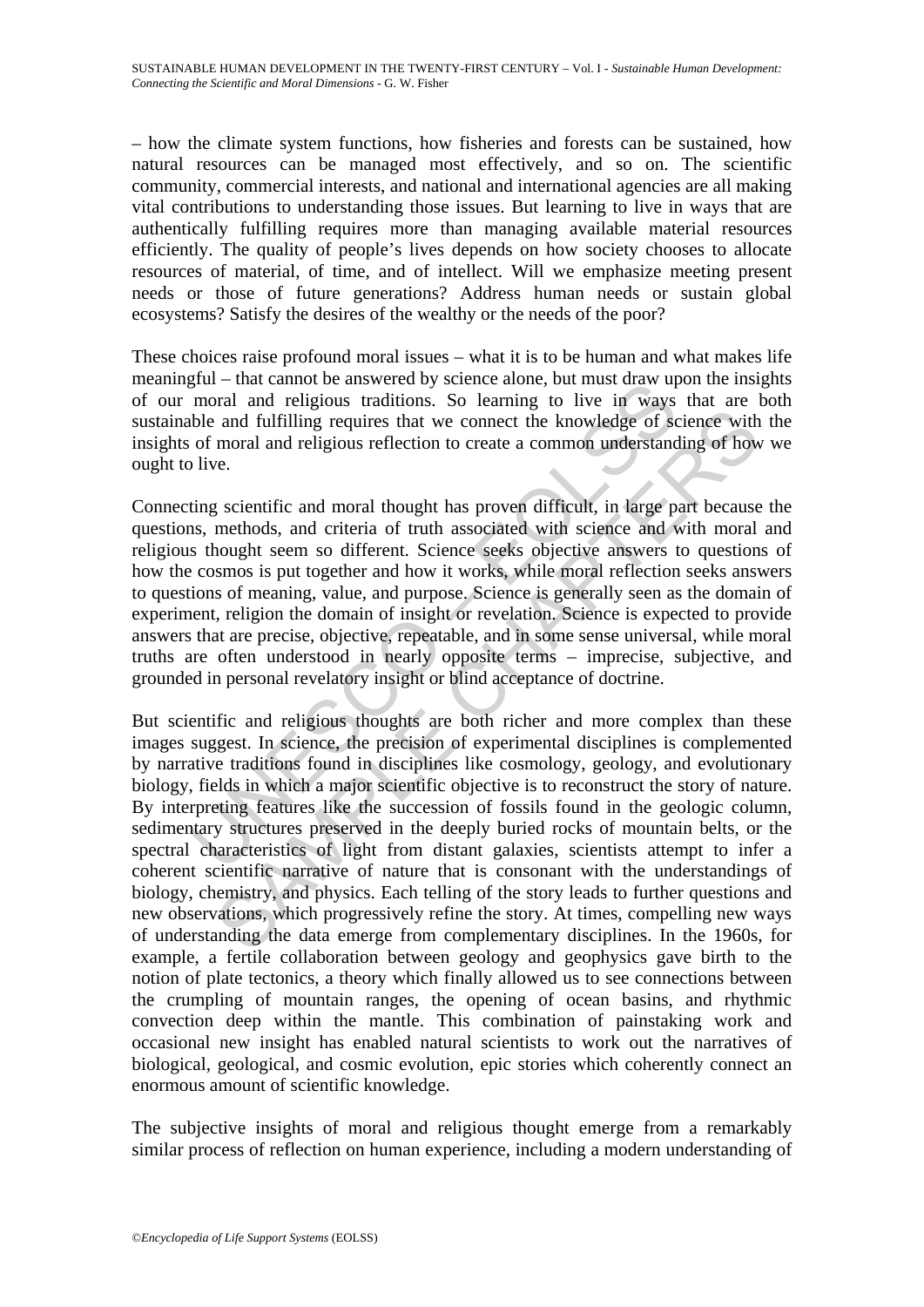– how the climate system functions, how fisheries and forests can be sustained, how natural resources can be managed most effectively, and so on. The scientific community, commercial interests, and national and international agencies are all making vital contributions to understanding those issues. But learning to live in ways that are authentically fulfilling requires more than managing available material resources efficiently. The quality of people's lives depends on how society chooses to allocate resources of material, of time, and of intellect. Will we emphasize meeting present needs or those of future generations? Address human needs or sustain global ecosystems? Satisfy the desires of the wealthy or the needs of the poor?

These choices raise profound moral issues – what it is to be human and what makes life meaningful – that cannot be answered by science alone, but must draw upon the insights of our moral and religious traditions. So learning to live in ways that are both sustainable and fulfilling requires that we connect the knowledge of science with the insights of moral and religious reflection to create a common understanding of how we ought to live.

Connecting scientific and moral thought has proven difficult, in large part because the questions, methods, and criteria of truth associated with science and with moral and religious thought seem so different. Science seeks objective answers to questions of how the cosmos is put together and how it works, while moral reflection seeks answers to questions of meaning, value, and purpose. Science is generally seen as the domain of experiment, religion the domain of insight or revelation. Science is expected to provide answers that are precise, objective, repeatable, and in some sense universal, while moral truths are often understood in nearly opposite terms – imprecise, subjective, and grounded in personal revelatory insight or blind acceptance of doctrine.

But scientific and religious thoughts are both richer and more complex than these images suggest. In science, the precision of experimental disciplines is complemented by narrative traditions found in disciplines like cosmology, geology, and evolutionary biology, fields in which a major scientific objective is to reconstruct the story of nature. By interpreting features like the succession of fossils found in the geologic column, sedimentary structures preserved in the deeply buried rocks of mountain belts, or the spectral characteristics of light from distant galaxies, scientists attempt to infer a coherent scientific narrative of nature that is consonant with the understandings of biology, chemistry, and physics. Each telling of the story leads to further questions and new observations, which progressively refine the story. At times, compelling new ways of understanding the data emerge from complementary disciplines. In the 1960s, for example, a fertile collaboration between geology and geophysics gave birth to the notion of plate tectonics, a theory which finally allowed us to see connections between the crumpling of mountain ranges, the opening of ocean basins, and rhythmic convection deep within the mantle. This combination of painstaking work and occasional new insight has enabled natural scientists to work out the narratives of biological, geological, and cosmic evolution, epic stories which coherently connect an enormous amount of scientific knowledge.

The subjective insights of moral and religious thought emerge from a remarkably similar process of reflection on human experience, including a modern understanding of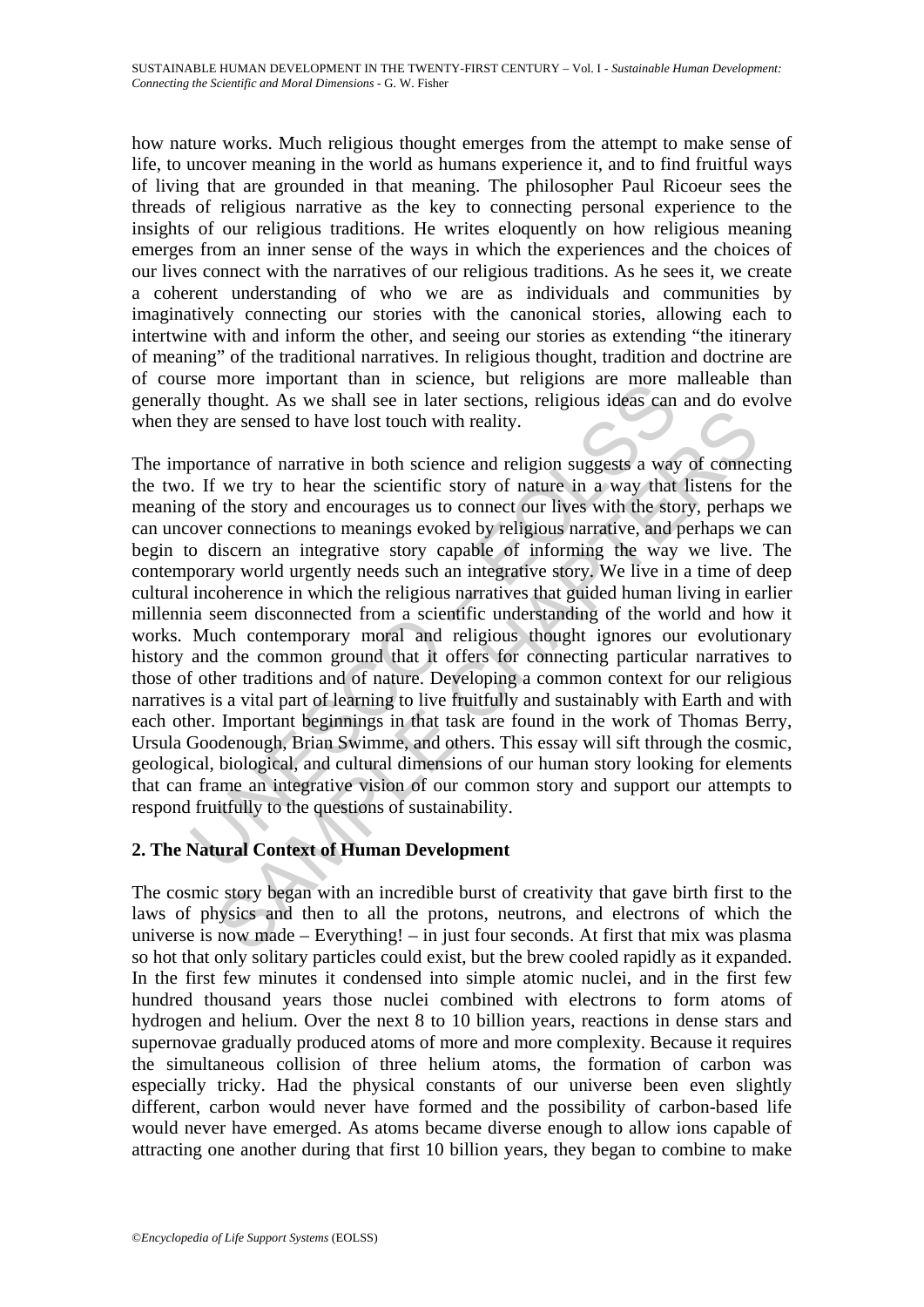how nature works. Much religious thought emerges from the attempt to make sense of life, to uncover meaning in the world as humans experience it, and to find fruitful ways of living that are grounded in that meaning. The philosopher Paul Ricoeur sees the threads of religious narrative as the key to connecting personal experience to the insights of our religious traditions. He writes eloquently on how religious meaning emerges from an inner sense of the ways in which the experiences and the choices of our lives connect with the narratives of our religious traditions. As he sees it, we create a coherent understanding of who we are as individuals and communities by imaginatively connecting our stories with the canonical stories, allowing each to intertwine with and inform the other, and seeing our stories as extending "the itinerary of meaning" of the traditional narratives. In religious thought, tradition and doctrine are of course more important than in science, but religions are more malleable than generally thought. As we shall see in later sections, religious ideas can and do evolve when they are sensed to have lost touch with reality.

The importance of narrative in both science and religion suggests a way of connecting the two. If we try to hear the scientific story of nature in a way that listens for the meaning of the story and encourages us to connect our lives with the story, perhaps we can uncover connections to meanings evoked by religious narrative, and perhaps we can begin to discern an integrative story capable of informing the way we live. The contemporary world urgently needs such an integrative story. We live in a time of deep cultural incoherence in which the religious narratives that guided human living in earlier millennia seem disconnected from a scientific understanding of the world and how it works. Much contemporary moral and religious thought ignores our evolutionary history and the common ground that it offers for connecting particular narratives to those of other traditions and of nature. Developing a common context for our religious narratives is a vital part of learning to live fruitfully and sustainably with Earth and with each other. Important beginnings in that task are found in the work of Thomas Berry, Ursula Goodenough, Brian Swimme, and others. This essay will sift through the cosmic, geological, biological, and cultural dimensions of our human story looking for elements that can frame an integrative vision of our common story and support our attempts to respond fruitfully to the questions of sustainability.

## 2. The Natural Context of Human Development

The cosmic story began with an incredible burst of creativity that gave birth first to the laws of physics and then to all the protons, neutrons, and electrons of which the universe is now made – Everything! – in just four seconds. At first that mix was plasma so hot that only solitary particles could exist, but the brew cooled rapidly as it expanded. In the first few minutes it condensed into simple atomic nuclei, and in the first few hundred thousand years those nuclei combined with electrons to form atoms of hydrogen and helium. Over the next 8 to 10 billion years, reactions in dense stars and supernovae gradually produced atoms of more and more complexity. Because it requires the simultaneous collision of three helium atoms, the formation of carbon was especially tricky. Had the physical constants of our universe been even slightly different, carbon would never have formed and the possibility of carbon-based life would never have emerged. As atoms became diverse enough to allow ions capable of attracting one another during that first 10 billion years, they began to combine to make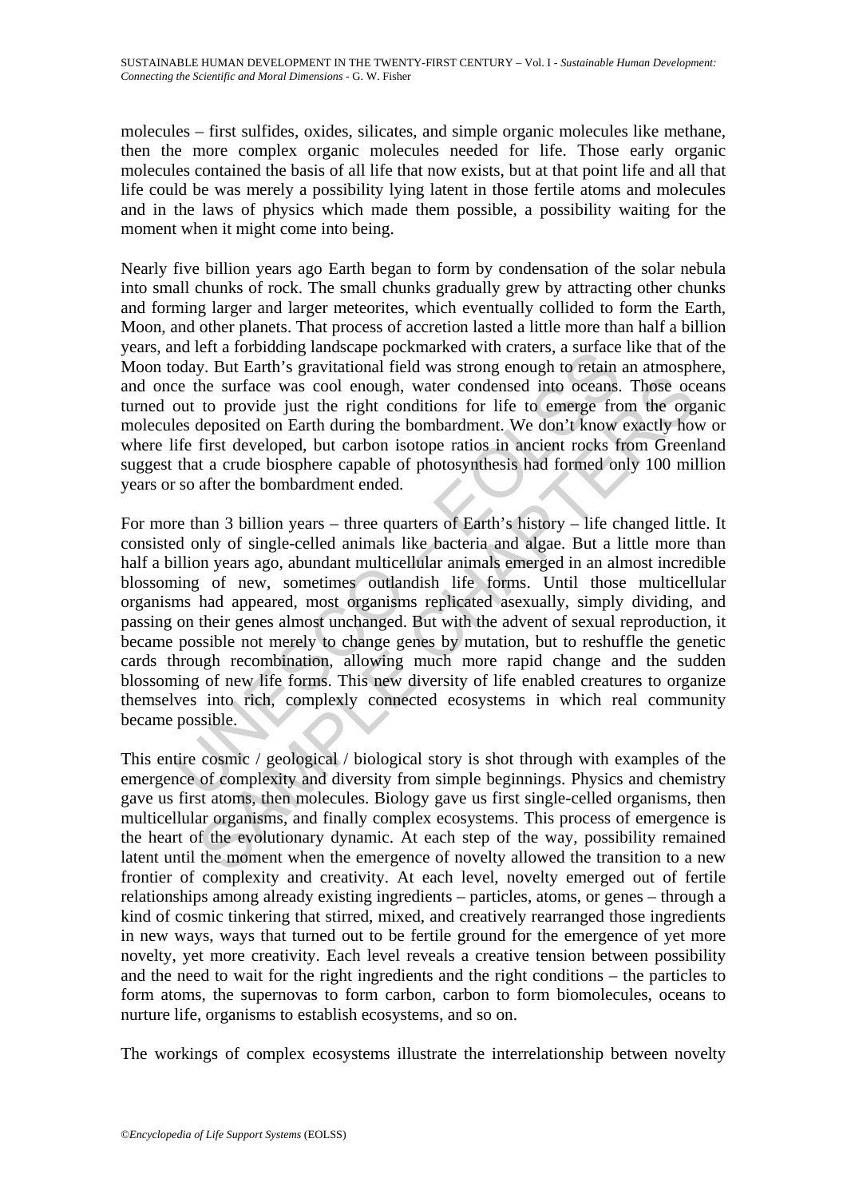molecules – first sulfides, oxides, silicates, and simple organic molecules like methane, then the more complex organic molecules needed for life. Those early organic molecules contained the basis of all life that now exists, but at that point life and all that life could be was merely a possibility lying latent in those fertile atoms and molecules and in the laws of physics which made them possible, a possibility waiting for the moment when it might come into being.

Nearly five billion years ago Earth began to form by condensation of the solar nebula into small chunks of rock. The small chunks gradually grew by attracting other chunks and forming larger and larger meteorites, which eventually collided to form the Earth, Moon, and other planets. That process of accretion lasted a little more than half a billion years, and left a forbidding landscape pockmarked with craters, a surface like that of the Moon today. But Earth's gravitational field was strong enough to retain an atmosphere, and once the surface was cool enough, water condensed into oceans. Those oceans turned out to provide just the right conditions for life to emerge from the organic molecules deposited on Earth during the bombardment. We don't know exactly how or where life first developed, but carbon isotope ratios in ancient rocks from Greenland suggest that a crude biosphere capable of photosynthesis had formed only 100 million years or so after the bombardment ended.

For more than 3 billion years – three quarters of Earth's history – life changed little. It consisted only of single-celled animals like bacteria and algae. But a little more than half a billion years ago, abundant multicellular animals emerged in an almost incredible blossoming of new, sometimes outlandish life forms. Until those multicellular organisms had appeared, most organisms replicated asexually, simply dividing, and passing on their genes almost unchanged. But with the advent of sexual reproduction, it became possible not merely to change genes by mutation, but to reshuffle the genetic cards through recombination, allowing much more rapid change and the sudden blossoming of new life forms. This new diversity of life enabled creatures to organize themselves into rich, complexly connected ecosystems in which real community became possible.

This entire cosmic / geological / biological story is shot through with examples of the emergence of complexity and diversity from simple beginnings. Physics and chemistry gave us first atoms, then molecules. Biology gave us first single-celled organisms, then multicellular organisms, and finally complex ecosystems. This process of emergence is the heart of the evolutionary dynamic. At each step of the way, possibility remained latent until the moment when the emergence of novelty allowed the transition to a new frontier of complexity and creativity. At each level, novelty emerged out of fertile relationships among already existing ingredients – particles, atoms, or genes – through a kind of cosmic tinkering that stirred, mixed, and creatively rearranged those ingredients in new ways, ways that turned out to be fertile ground for the emergence of yet more novelty, yet more creativity. Each level reveals a creative tension between possibility and the need to wait for the right ingredients and the right conditions – the particles to form atoms, the supernovas to form carbon, carbon to form biomolecules, oceans to nurture life, organisms to establish ecosystems, and so on.

The workings of complex ecosystems illustrate the interrelationship between novelty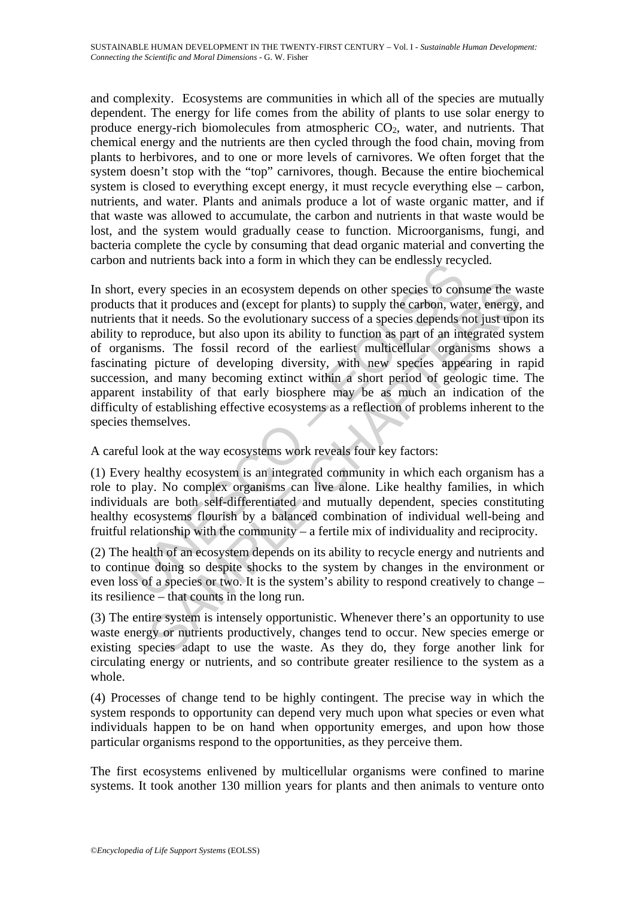and complexity. Ecosystems are communities in which all of the species are mutually dependent. The energy for life comes from the ability of plants to use solar energy to produce energy-rich biomolecules from atmospheric $CO_2$, water, and nutrients. That chemical energy and the nutrients are then cycled through the food chain, moving from plants to herbivores, and to one or more levels of carnivores. We often forget that the system doesn't stop with the "top" carnivores, though. Because the entire biochemical system is closed to everything except energy, it must recycle everything else – carbon, nutrients, and water. Plants and animals produce a lot of waste organic matter, and if that waste was allowed to accumulate, the carbon and nutrients in that waste would be lost, and the system would gradually cease to function. Microorganisms, fungi, and bacteria complete the cycle by consuming that dead organic material and converting the carbon and nutrients back into a form in which they can be endlessly recycled.

In short, every species in an ecosystem depends on other species to consume the waste products that it produces and (except for plants) to supply the carbon, water, energy, and nutrients that it needs. So the evolutionary success of a species depends not just upon its ability to reproduce, but also upon its ability to function as part of an integrated system of organisms. The fossil record of the earliest multicellular organisms shows a fascinating picture of developing diversity, with new species appearing in rapid succession, and many becoming extinct within a short period of geologic time. The apparent instability of that early biosphere may be as much an indication of the difficulty of establishing effective ecosystems as a reflection of problems inherent to the species themselves.

A careful look at the way ecosystems work reveals four key factors:

(1) Every healthy ecosystem is an integrated community in which each organism has a role to play. No complex organisms can live alone. Like healthy families, in which individuals are both self-differentiated and mutually dependent, species constituting healthy ecosystems flourish by a balanced combination of individual well-being and fruitful relationship with the community – a fertile mix of individuality and reciprocity.

(2) The health of an ecosystem depends on its ability to recycle energy and nutrients and to continue doing so despite shocks to the system by changes in the environment or even loss of a species or two. It is the system's ability to respond creatively to change – its resilience – that counts in the long run.

(3) The entire system is intensely opportunistic. Whenever there's an opportunity to use waste energy or nutrients productively, changes tend to occur. New species emerge or existing species adapt to use the waste. As they do, they forge another link for circulating energy or nutrients, and so contribute greater resilience to the system as a whole.

(4) Processes of change tend to be highly contingent. The precise way in which the system responds to opportunity can depend very much upon what species or even what individuals happen to be on hand when opportunity emerges, and upon how those particular organisms respond to the opportunities, as they perceive them.

The first ecosystems enlivened by multicellular organisms were confined to marine systems. It took another 130 million years for plants and then animals to venture onto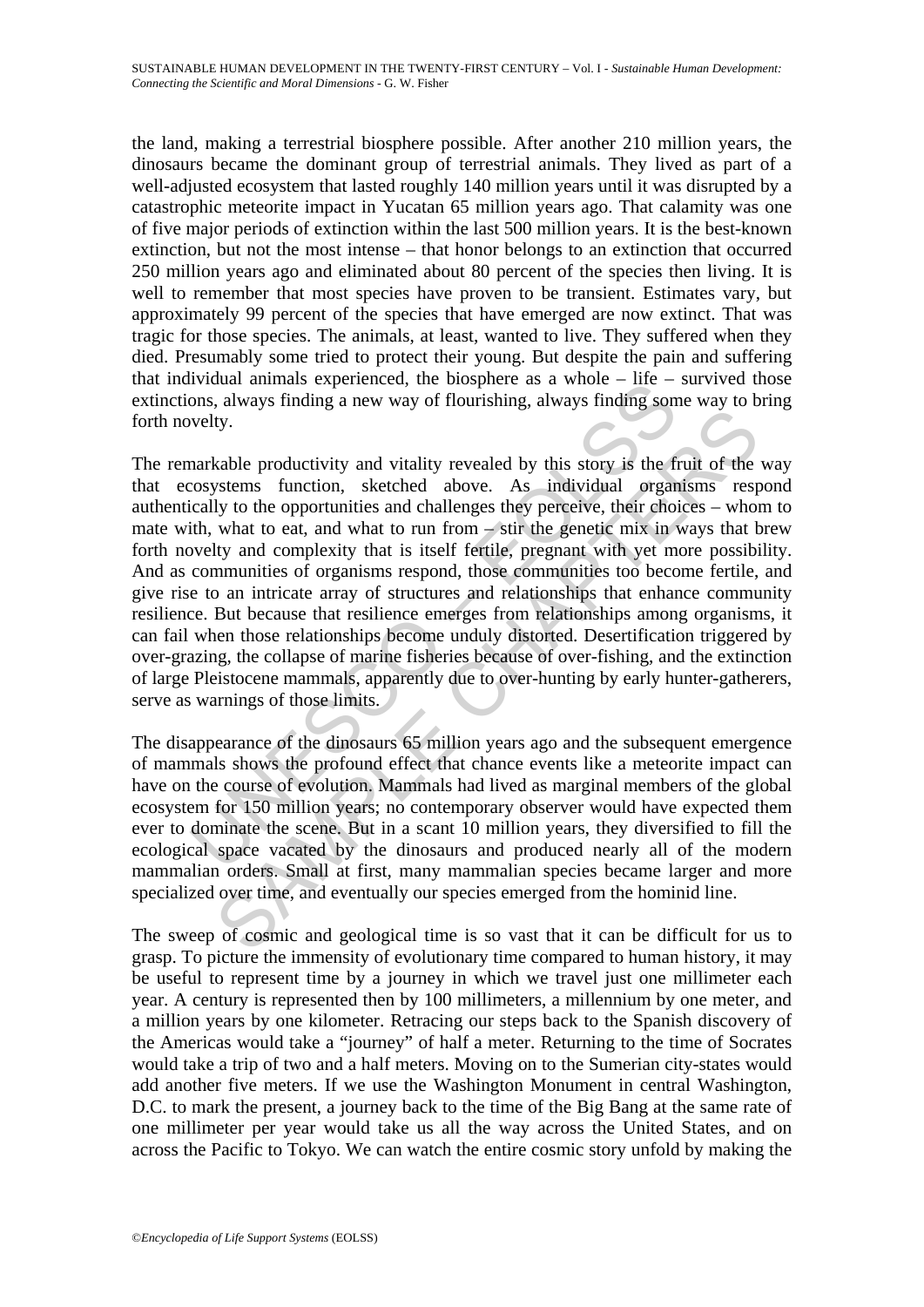the land, making a terrestrial biosphere possible. After another 210 million years, the dinosaurs became the dominant group of terrestrial animals. They lived as part of a well-adjusted ecosystem that lasted roughly 140 million years until it was disrupted by a catastrophic meteorite impact in Yucatan 65 million years ago. That calamity was one of five major periods of extinction within the last 500 million years. It is the best-known extinction, but not the most intense – that honor belongs to an extinction that occurred 250 million years ago and eliminated about 80 percent of the species then living. It is well to remember that most species have proven to be transient. Estimates vary, but approximately 99 percent of the species that have emerged are now extinct. That was tragic for those species. The animals, at least, wanted to live. They suffered when they died. Presumably some tried to protect their young. But despite the pain and suffering that individual animals experienced, the biosphere as a whole – life – survived those extinctions, always finding a new way of flourishing, always finding some way to bring forth novelty.

The remarkable productivity and vitality revealed by this story is the fruit of the way that ecosystems function, sketched above. As individual organisms respond authentically to the opportunities and challenges they perceive, their choices – whom to mate with, what to eat, and what to run from – stir the genetic mix in ways that brew forth novelty and complexity that is itself fertile, pregnant with yet more possibility. And as communities of organisms respond, those communities too become fertile, and give rise to an intricate array of structures and relationships that enhance community resilience. But because that resilience emerges from relationships among organisms, it can fail when those relationships become unduly distorted. Desertification triggered by over-grazing, the collapse of marine fisheries because of over-fishing, and the extinction of large Pleistocene mammals, apparently due to over-hunting by early hunter-gatherers, serve as warnings of those limits.

The disappearance of the dinosaurs 65 million years ago and the subsequent emergence of mammals shows the profound effect that chance events like a meteorite impact can have on the course of evolution. Mammals had lived as marginal members of the global ecosystem for 150 million years; no contemporary observer would have expected them ever to dominate the scene. But in a scant 10 million years, they diversified to fill the ecological space vacated by the dinosaurs and produced nearly all of the modern mammalian orders. Small at first, many mammalian species became larger and more specialized over time, and eventually our species emerged from the hominid line.

The sweep of cosmic and geological time is so vast that it can be difficult for us to grasp. To picture the immensity of evolutionary time compared to human history, it may be useful to represent time by a journey in which we travel just one millimeter each year. A century is represented then by 100 millimeters, a millennium by one meter, and a million years by one kilometer. Retracing our steps back to the Spanish discovery of the Americas would take a "journey" of half a meter. Returning to the time of Socrates would take a trip of two and a half meters. Moving on to the Sumerian city-states would add another five meters. If we use the Washington Monument in central Washington, D.C. to mark the present, a journey back to the time of the Big Bang at the same rate of one millimeter per year would take us all the way across the United States, and on across the Pacific to Tokyo. We can watch the entire cosmic story unfold by making the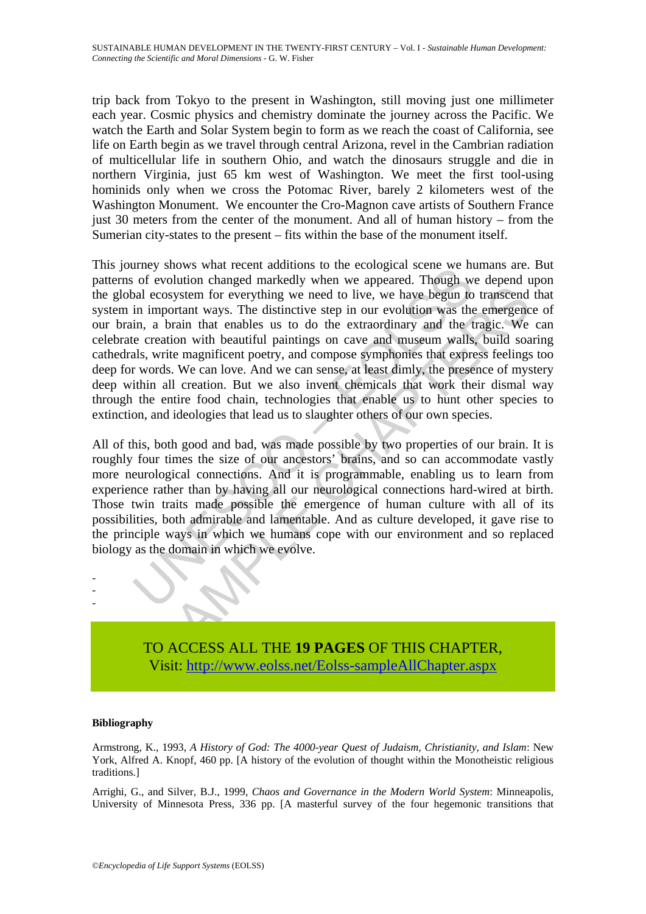trip back from Tokyo to the present in Washington, still moving just one millimeter each year. Cosmic physics and chemistry dominate the journey across the Pacific. We watch the Earth and Solar System begin to form as we reach the coast of California, see life on Earth begin as we travel through central Arizona, revel in the Cambrian radiation of multicellular life in southern Ohio, and watch the dinosaurs struggle and die in northern Virginia, just 65 km west of Washington. We meet the first tool-using hominids only when we cross the Potomac River, barely 2 kilometers west of the Washington Monument. We encounter the Cro-Magnon cave artists of Southern France just 30 meters from the center of the monument. And all of human history – from the Sumerian city-states to the present – fits within the base of the monument itself.

This journey shows what recent additions to the ecological scene we humans are. But patterns of evolution changed markedly when we appeared. Though we depend upon the global ecosystem for everything we need to live, we have begun to transcend that system in important ways. The distinctive step in our evolution was the emergence of our brain, a brain that enables us to do the extraordinary and the tragic. We can celebrate creation with beautiful paintings on cave and museum walls, build soaring cathedrals, write magnificent poetry, and compose symphonies that express feelings too deep for words. We can love. And we can sense, at least dimly, the presence of mystery deep within all creation. But we also invent chemicals that work their dismal way through the entire food chain, technologies that enable us to hunt other species to extinction, and ideologies that lead us to slaughter others of our own species.

All of this, both good and bad, was made possible by two properties of our brain. It is roughly four times the size of our ancestors' brains, and so can accommodate vastly more neurological connections. And it is programmable, enabling us to learn from experience rather than by having all our neurological connections hard-wired at birth. Those twin traits made possible the emergence of human culture with all of its possibilities, both admirable and lamentable. And as culture developed, it gave rise to the principle ways in which we humans cope with our environment and so replaced biology as the domain in which we evolve.

-
-
-

TO ACCESS ALL THE **19 PAGES** OF THIS CHAPTER,
Visit: http://www.eolss.net/Eolss-sampleAllChapter.aspx

**Bibliography**

Armstrong, K., 1993, *A History of God: The 4000-year Quest of Judaism, Christianity, and Islam*: New York, Alfred A. Knopf, 460 pp. [A history of the evolution of thought within the Monotheistic religious traditions.]

Arrighi, G., and Silver, B.J., 1999, *Chaos and Governance in the Modern World System*: Minneapolis, University of Minnesota Press, 336 pp. [A masterful survey of the four hegemonic transitions that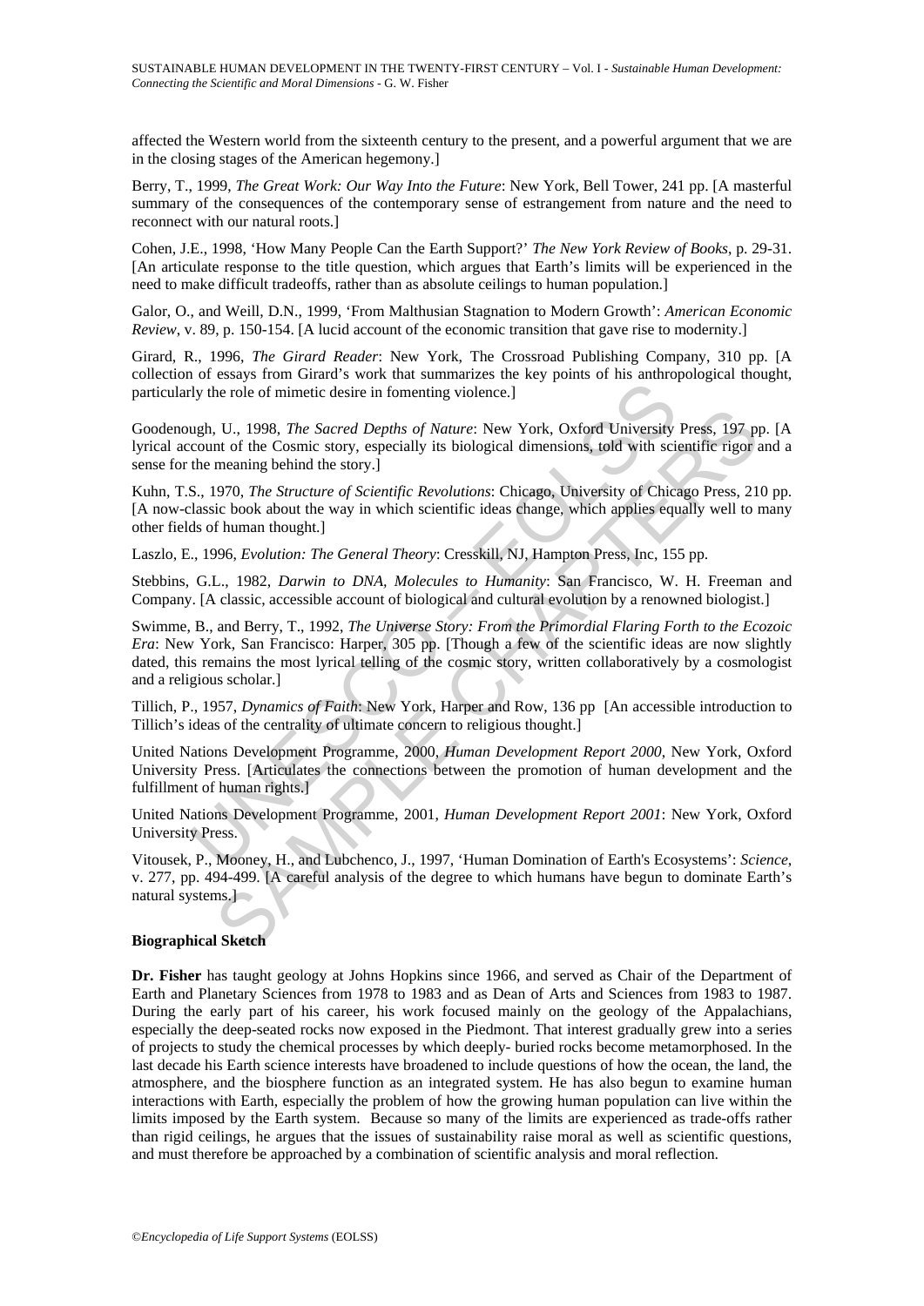affected the Western world from the sixteenth century to the present, and a powerful argument that we are in the closing stages of the American hegemony.]

Berry, T., 1999, *The Great Work: Our Way Into the Future*: New York, Bell Tower, 241 pp. [A masterful summary of the consequences of the contemporary sense of estrangement from nature and the need to reconnect with our natural roots.]

Cohen, J.E., 1998, 'How Many People Can the Earth Support?' *The New York Review of Books*, p. 29-31. [An articulate response to the title question, which argues that Earth's limits will be experienced in the need to make difficult tradeoffs, rather than as absolute ceilings to human population.]

Galor, O., and Weill, D.N., 1999, 'From Malthusian Stagnation to Modern Growth': *American Economic Review*, v. 89, p. 150-154. [A lucid account of the economic transition that gave rise to modernity.]

Girard, R., 1996, *The Girard Reader*: New York, The Crossroad Publishing Company, 310 pp. [A collection of essays from Girard's work that summarizes the key points of his anthropological thought, particularly the role of mimetic desire in fomenting violence.]

Goodenough, U., 1998, *The Sacred Depths of Nature*: New York, Oxford University Press, 197 pp. [A lyrical account of the Cosmic story, especially its biological dimensions, told with scientific rigor and a sense for the meaning behind the story.]

Kuhn, T.S., 1970, *The Structure of Scientific Revolutions*: Chicago, University of Chicago Press, 210 pp. [A now-classic book about the way in which scientific ideas change, which applies equally well to many other fields of human thought.]

Laszlo, E., 1996, *Evolution: The General Theory*: Cresskill, NJ, Hampton Press, Inc, 155 pp.

Stebbins, G.L., 1982, *Darwin to DNA, Molecules to Humanity*: San Francisco, W. H. Freeman and Company. [A classic, accessible account of biological and cultural evolution by a renowned biologist.]

Swimme, B., and Berry, T., 1992, *The Universe Story: From the Primordial Flaring Forth to the Ecozoic Era*: New York, San Francisco: Harper, 305 pp. [Though a few of the scientific ideas are now slightly dated, this remains the most lyrical telling of the cosmic story, written collaboratively by a cosmologist and a religious scholar.]

Tillich, P., 1957, *Dynamics of Faith*: New York, Harper and Row, 136 pp [An accessible introduction to Tillich's ideas of the centrality of ultimate concern to religious thought.]

United Nations Development Programme, 2000, *Human Development Report 2000*, New York, Oxford University Press. [Articulates the connections between the promotion of human development and the fulfillment of human rights.]

United Nations Development Programme, 2001, *Human Development Report 2001*: New York, Oxford University Press.

Vitousek, P., Mooney, H., and Lubchenco, J., 1997, 'Human Domination of Earth's Ecosystems': *Science*, v. 277, pp. 494-499. [A careful analysis of the degree to which humans have begun to dominate Earth's natural systems.]

**Biographical Sketch**

**Dr. Fisher** has taught geology at Johns Hopkins since 1966, and served as Chair of the Department of Earth and Planetary Sciences from 1978 to 1983 and as Dean of Arts and Sciences from 1983 to 1987. During the early part of his career, his work focused mainly on the geology of the Appalachians, especially the deep-seated rocks now exposed in the Piedmont. That interest gradually grew into a series of projects to study the chemical processes by which deeply- buried rocks become metamorphosed. In the last decade his Earth science interests have broadened to include questions of how the ocean, the land, the atmosphere, and the biosphere function as an integrated system. He has also begun to examine human interactions with Earth, especially the problem of how the growing human population can live within the limits imposed by the Earth system. Because so many of the limits are experienced as trade-offs rather than rigid ceilings, he argues that the issues of sustainability raise moral as well as scientific questions, and must therefore be approached by a combination of scientific analysis and moral reflection.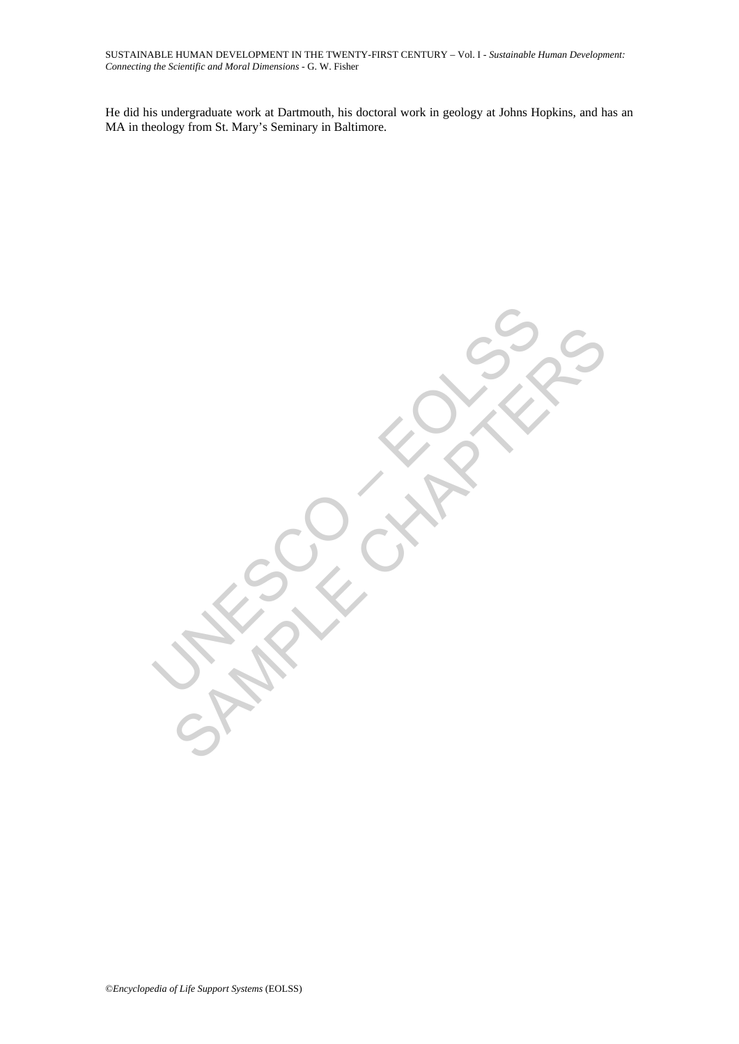He did his undergraduate work at Dartmouth, his doctoral work in geology at Johns Hopkins, and has an MA in theology from St. Mary's Seminary in Baltimore.